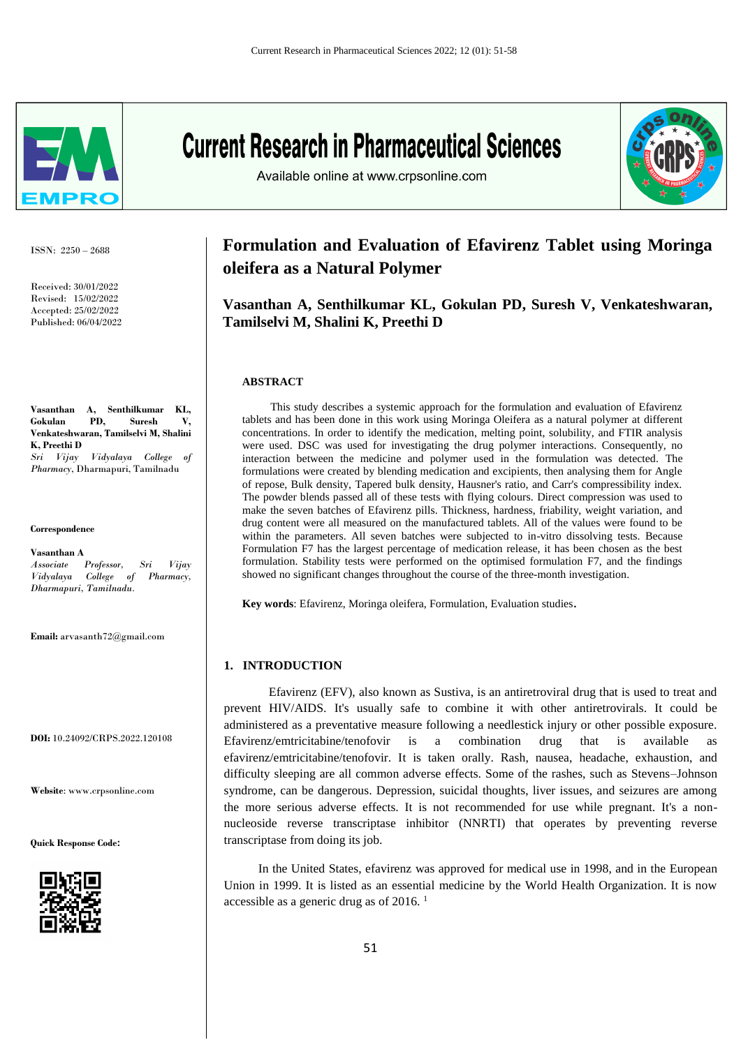# Formulation and Evaluation of Efavirenz Tablet using Moringa oleifera as a Natural Polymer

**Vasanthan A, Senthilkumar KL, Gokulan PD, Suresh V, Venkateshwaran, Tamilselvi M, Shalini K, Preethi D**

ISSN: 2250 – 2688

Received: 30/01/2022
Revised: 15/02/2022
Accepted: 25/02/2022
Published: 06/04/2022

**Vasanthan A, Senthilkumar KL, Gokulan PD, Suresh V, Venkateshwaran, Tamilselvi M, Shalini K, Preethi D**
*Sri Vijay Vidyalaya College of Pharmacy*, Dharmapuri, Tamilnadu

**Correspondence**

**Vasanthan A**
*Associate Professor, Sri Vijay Vidyalaya College of Pharmacy, Dharmapuri, Tamilnadu.*

**Email:** arvasanth72@gmail.com

**DOI:** 10.24092/CRPS.2022.120108

**Website**: www.crpsonline.com

**Quick Response Code:**

## ABSTRACT

This study describes a systemic approach for the formulation and evaluation of Efavirenz tablets and has been done in this work using Moringa Oleifera as a natural polymer at different concentrations. In order to identify the medication, melting point, solubility, and FTIR analysis were used. DSC was used for investigating the drug polymer interactions. Consequently, no interaction between the medicine and polymer used in the formulation was detected. The formulations were created by blending medication and excipients, then analysing them for Angle of repose, Bulk density, Tapered bulk density, Hausner's ratio, and Carr's compressibility index. The powder blends passed all of these tests with flying colours. Direct compression was used to make the seven batches of Efavirenz pills. Thickness, hardness, friability, weight variation, and drug content were all measured on the manufactured tablets. All of the values were found to be within the parameters. All seven batches were subjected to in-vitro dissolving tests. Because Formulation F7 has the largest percentage of medication release, it has been chosen as the best formulation. Stability tests were performed on the optimised formulation F7, and the findings showed no significant changes throughout the course of the three-month investigation.

**Key words**: Efavirenz, Moringa oleifera, Formulation, Evaluation studies.

## 1. INTRODUCTION

Efavirenz (EFV), also known as Sustiva, is an antiretroviral drug that is used to treat and prevent HIV/AIDS. It's usually safe to combine it with other antiretrovirals. It could be administered as a preventative measure following a needlestick injury or other possible exposure. Efavirenz/emtricitabine/tenofovir is a combination drug that is available as efavirenz/emtricitabine/tenofovir. It is taken orally. Rash, nausea, headache, exhaustion, and difficulty sleeping are all common adverse effects. Some of the rashes, such as Stevens–Johnson syndrome, can be dangerous. Depression, suicidal thoughts, liver issues, and seizures are among the more serious adverse effects. It is not recommended for use while pregnant. It's a non-nucleoside reverse transcriptase inhibitor (NNRTI) that operates by preventing reverse transcriptase from doing its job.

In the United States, efavirenz was approved for medical use in 1998, and in the European Union in 1999. It is listed as an essential medicine by the World Health Organization. It is now accessible as a generic drug as of 2016. [1]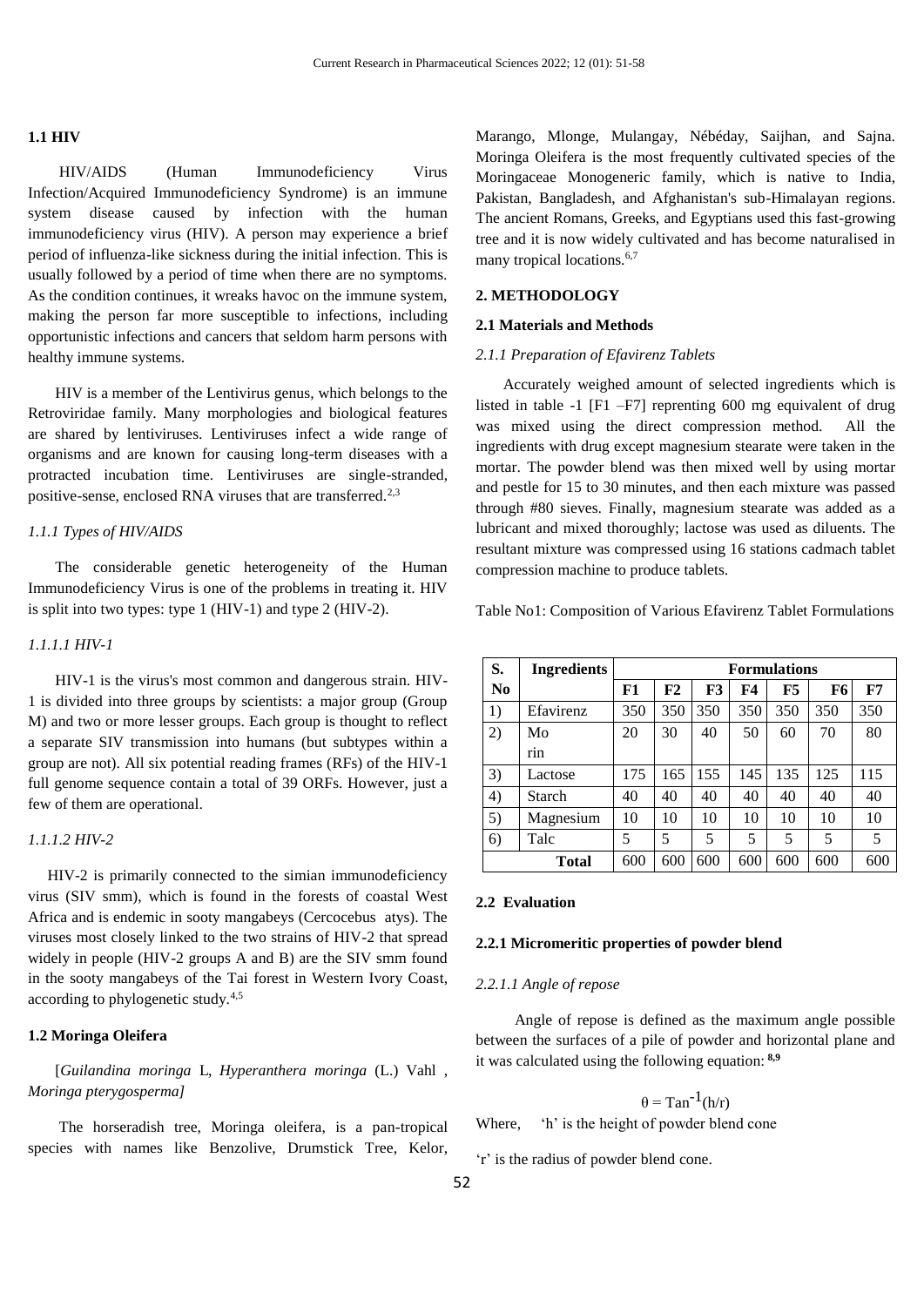### 1.1 HIV

HIV/AIDS (Human Immunodeficiency Virus Infection/Acquired Immunodeficiency Syndrome) is an immune system disease caused by infection with the human immunodeficiency virus (HIV). A person may experience a brief period of influenza-like sickness during the initial infection. This is usually followed by a period of time when there are no symptoms. As the condition continues, it wreaks havoc on the immune system, making the person far more susceptible to infections, including opportunistic infections and cancers that seldom harm persons with healthy immune systems.

HIV is a member of the Lentivirus genus, which belongs to the Retroviridae family. Many morphologies and biological features are shared by lentiviruses. Lentiviruses infect a wide range of organisms and are known for causing long-term diseases with a protracted incubation time. Lentiviruses are single-stranded, positive-sense, enclosed RNA viruses that are transferred.[2,3]

#### *1.1.1 Types of HIV/AIDS*

The considerable genetic heterogeneity of the Human Immunodeficiency Virus is one of the problems in treating it. HIV is split into two types: type 1 (HIV-1) and type 2 (HIV-2).

##### *1.1.1.1 HIV-1*

HIV-1 is the virus's most common and dangerous strain. HIV-1 is divided into three groups by scientists: a major group (Group M) and two or more lesser groups. Each group is thought to reflect a separate SIV transmission into humans (but subtypes within a group are not). All six potential reading frames (RFs) of the HIV-1 full genome sequence contain a total of 39 ORFs. However, just a few of them are operational.

##### *1.1.1.2 HIV-2*

HIV-2 is primarily connected to the simian immunodeficiency virus (SIV smm), which is found in the forests of coastal West Africa and is endemic in sooty mangabeys (Cercocebus atys). The viruses most closely linked to the two strains of HIV-2 that spread widely in people (HIV-2 groups A and B) are the SIV smm found in the sooty mangabeys of the Tai forest in Western Ivory Coast, according to phylogenetic study.[4,5]

### 1.2 Moringa Oleifera

[*Guilandina moringa* L, *Hyperanthera moringa* (L.) Vahl , *Moringa pterygosperma]*

The horseradish tree, Moringa oleifera, is a pan-tropical species with names like Benzolive, Drumstick Tree, Kelor, Marango, Mlonge, Mulangay, Nébéday, Saijhan, and Sajna. Moringa Oleifera is the most frequently cultivated species of the Moringaceae Monogeneric family, which is native to India, Pakistan, Bangladesh, and Afghanistan's sub-Himalayan regions. The ancient Romans, Greeks, and Egyptians used this fast-growing tree and it is now widely cultivated and has become naturalised in many tropical locations.[6,7]

## 2. METHODOLOGY

### 2.1 Materials and Methods

#### *2.1.1 Preparation of Efavirenz Tablets*

Accurately weighed amount of selected ingredients which is listed in table -1 [F1 –F7] reprenting 600 mg equivalent of drug was mixed using the direct compression method. All the ingredients with drug except magnesium stearate were taken in the mortar. The powder blend was then mixed well by using mortar and pestle for 15 to 30 minutes, and then each mixture was passed through #80 sieves. Finally, magnesium stearate was added as a lubricant and mixed thoroughly; lactose was used as diluents. The resultant mixture was compressed using 16 stations cadmach tablet compression machine to produce tablets.

Table No1: Composition of Various Efavirenz Tablet Formulations

| S. No | Ingredients | Formulations | | | | | | |
|---|---|---|---|---|---|---|---|---|
| | | F1 | F2 | F3 | F4 | F5 | F6 | F7 |
| 1) | Efavirenz | 350 | 350 | 350 | 350 | 350 | 350 | 350 |
| 2) | Mo rin | 20 | 30 | 40 | 50 | 60 | 70 | 80 |
| 3) | Lactose | 175 | 165 | 155 | 145 | 135 | 125 | 115 |
| 4) | Starch | 40 | 40 | 40 | 40 | 40 | 40 | 40 |
| 5) | Magnesium | 10 | 10 | 10 | 10 | 10 | 10 | 10 |
| 6) | Talc | 5 | 5 | 5 | 5 | 5 | 5 | 5 |
| Total | | 600 | 600 | 600 | 600 | 600 | 600 | 600 |

### 2.2 Evaluation

#### 2.2.1 Micromeritic properties of powder blend

##### *2.2.1.1 Angle of repose*

Angle of repose is defined as the maximum angle possible between the surfaces of a pile of powder and horizontal plane and it was calculated using the following equation: [8,9]

$$\theta = \mathrm{Tan}^{-1}(h/r)$$

Where, 'h' is the height of powder blend cone

'r' is the radius of powder blend cone.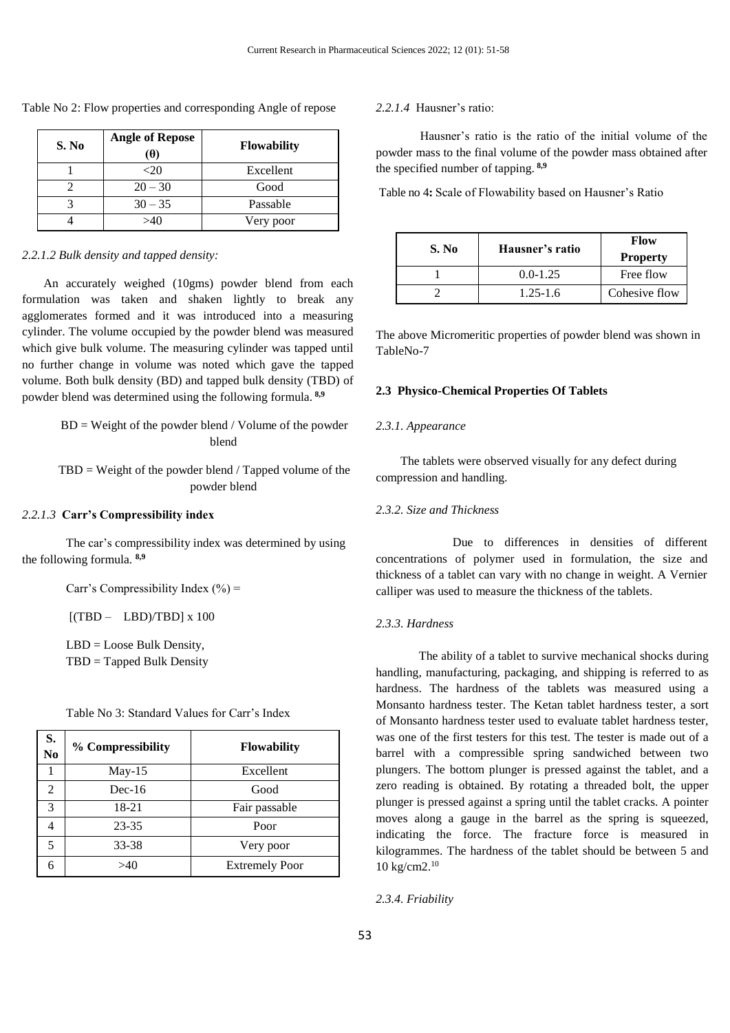Table No 2: Flow properties and corresponding Angle of repose

| S. No | Angle of Repose (θ) | Flowability |
|---|---|---|
| 1 | <20 | Excellent |
| 2 | 20 – 30 | Good |
| 3 | 30 – 35 | Passable |
| 4 | >40 | Very poor |

*2.2.1.2 Bulk density and tapped density:*

An accurately weighed (10gms) powder blend from each formulation was taken and shaken lightly to break any agglomerates formed and it was introduced into a measuring cylinder. The volume occupied by the powder blend was measured which give bulk volume. The measuring cylinder was tapped until no further change in volume was noted which gave the tapped volume. Both bulk density (BD) and tapped bulk density (TBD) of powder blend was determined using the following formula. [8,9]

BD = Weight of the powder blend / Volume of the powder blend

TBD = Weight of the powder blend / Tapped volume of the powder blend

*2.2.1.3* **Carr's Compressibility index**

The car's compressibility index was determined by using the following formula. [8,9]

Carr's Compressibility Index (%) =

[(TBD – LBD)/TBD] x 100

LBD = Loose Bulk Density,
TBD = Tapped Bulk Density

Table No 3: Standard Values for Carr's Index

| S. No | % Compressibility | Flowability |
|---|---|---|
| 1 | May-15 | Excellent |
| 2 | Dec-16 | Good |
| 3 | 18-21 | Fair passable |
| 4 | 23-35 | Poor |
| 5 | 33-38 | Very poor |
| 6 | >40 | Extremely Poor |

*2.2.1.4* Hausner's ratio:

Hausner's ratio is the ratio of the initial volume of the powder mass to the final volume of the powder mass obtained after the specified number of tapping. [8,9]

Table no 4**:** Scale of Flowability based on Hausner's Ratio

| S. No | Hausner's ratio | Flow Property |
|---|---|---|
| 1 | 0.0-1.25 | Free flow |
| 2 | 1.25-1.6 | Cohesive flow |

The above Micromeritic properties of powder blend was shown in TableNo-7

### 2.3 Physico-Chemical Properties Of Tablets

*2.3.1. Appearance*

The tablets were observed visually for any defect during compression and handling.

*2.3.2. Size and Thickness*

Due to differences in densities of different concentrations of polymer used in formulation, the size and thickness of a tablet can vary with no change in weight. A Vernier calliper was used to measure the thickness of the tablets.

*2.3.3. Hardness*

The ability of a tablet to survive mechanical shocks during handling, manufacturing, packaging, and shipping is referred to as hardness. The hardness of the tablets was measured using a Monsanto hardness tester. The Ketan tablet hardness tester, a sort of Monsanto hardness tester used to evaluate tablet hardness tester, was one of the first testers for this test. The tester is made out of a barrel with a compressible spring sandwiched between two plungers. The bottom plunger is pressed against the tablet, and a zero reading is obtained. By rotating a threaded bolt, the upper plunger is pressed against a spring until the tablet cracks. A pointer moves along a gauge in the barrel as the spring is squeezed, indicating the force. The fracture force is measured in kilogrammes. The hardness of the tablet should be between 5 and 10 kg/cm2.[10]

*2.3.4. Friability*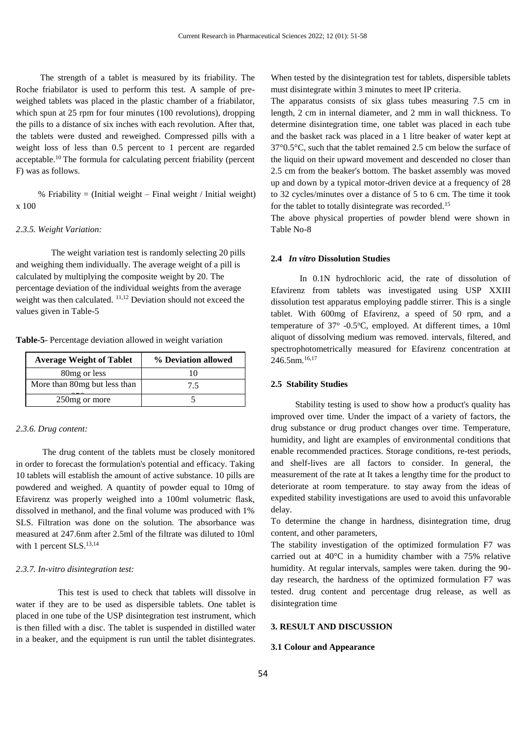The strength of a tablet is measured by its friability. The Roche friabilator is used to perform this test. A sample of pre-weighed tablets was placed in the plastic chamber of a friabilator, which spun at 25 rpm for four minutes (100 revolutions), dropping the pills to a distance of six inches with each revolution. After that, the tablets were dusted and reweighed. Compressed pills with a weight loss of less than 0.5 percent to 1 percent are regarded acceptable.[10] The formula for calculating percent friability (percent F) was as follows.

% Friability = (Initial weight – Final weight / Initial weight) x 100

*2.3.5. Weight Variation:*

The weight variation test is randomly selecting 20 pills and weighing them individually. The average weight of a pill is calculated by multiplying the composite weight by 20. The percentage deviation of the individual weights from the average weight was then calculated. [11,12] Deviation should not exceed the values given in Table-5

**Table-5**- Percentage deviation allowed in weight variation

| Average Weight of Tablet | % Deviation allowed |
|---|---|
| 80mg or less | 10 |
| More than 80mg but less than 250 | 7.5 |
| 250mg or more | 5 |

*2.3.6. Drug content:*

The drug content of the tablets must be closely monitored in order to forecast the formulation's potential and efficacy. Taking 10 tablets will establish the amount of active substance. 10 pills are powdered and weighed. A quantity of powder equal to 10mg of Efavirenz was properly weighed into a 100ml volumetric flask, dissolved in methanol, and the final volume was produced with 1% SLS. Filtration was done on the solution. The absorbance was measured at 247.6nm after 2.5ml of the filtrate was diluted to 10ml with 1 percent SLS.[13,14]

*2.3.7. In-vitro disintegration test:*

This test is used to check that tablets will dissolve in water if they are to be used as dispersible tablets. One tablet is placed in one tube of the USP disintegration test instrument, which is then filled with a disc. The tablet is suspended in distilled water in a beaker, and the equipment is run until the tablet disintegrates. When tested by the disintegration test for tablets, dispersible tablets must disintegrate within 3 minutes to meet IP criteria.

The apparatus consists of six glass tubes measuring 7.5 cm in length, 2 cm in internal diameter, and 2 mm in wall thickness. To determine disintegration time, one tablet was placed in each tube and the basket rack was placed in a 1 litre beaker of water kept at 37°0.5°C, such that the tablet remained 2.5 cm below the surface of the liquid on their upward movement and descended no closer than 2.5 cm from the beaker's bottom. The basket assembly was moved up and down by a typical motor-driven device at a frequency of 28 to 32 cycles/minutes over a distance of 5 to 6 cm. The time it took for the tablet to totally disintegrate was recorded.[15]

The above physical properties of powder blend were shown in Table No-8

### 2.4 *In vitro* Dissolution Studies

In 0.1N hydrochloric acid, the rate of dissolution of Efavirenz from tablets was investigated using USP XXIII dissolution test apparatus employing paddle stirrer. This is a single tablet. With 600mg of Efavirenz, a speed of 50 rpm, and a temperature of 37° -0.5°C, employed. At different times, a 10ml aliquot of dissolving medium was removed. intervals, filtered, and spectrophotometrically measured for Efavirenz concentration at 246.5nm.[16,17]

### 2.5 Stability Studies

Stability testing is used to show how a product's quality has improved over time. Under the impact of a variety of factors, the drug substance or drug product changes over time. Temperature, humidity, and light are examples of environmental conditions that enable recommended practices. Storage conditions, re-test periods, and shelf-lives are all factors to consider. In general, the measurement of the rate at It takes a lengthy time for the product to deteriorate at room temperature. to stay away from the ideas of expedited stability investigations are used to avoid this unfavorable delay.

To determine the change in hardness, disintegration time, drug content, and other parameters,

The stability investigation of the optimized formulation F7 was carried out at 40°C in a humidity chamber with a 75% relative humidity. At regular intervals, samples were taken. during the 90-day research, the hardness of the optimized formulation F7 was tested. drug content and percentage drug release, as well as disintegration time

## 3. RESULT AND DISCUSSION

### 3.1 Colour and Appearance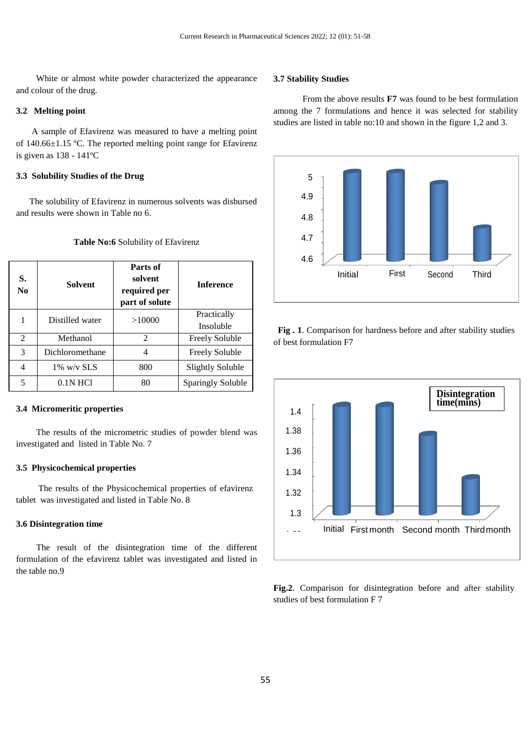White or almost white powder characterized the appearance and colour of the drug.

### 3.2 Melting point

A sample of Efavirenz was measured to have a melting point of 140.66±1.15 ºC. The reported melting point range for Efavirenz is given as 138 - 141ºC

### 3.3 Solubility Studies of the Drug

The solubility of Efavirenz in numerous solvents was disbursed and results were shown in Table no 6.

**Table No:6** Solubility of Efavirenz

| S. No | Solvent | Parts of solvent required per part of solute | Inference |
|---|---|---|---|
| 1 | Distilled water | >10000 | Practically Insoluble |
| 2 | Methanol | 2 | Freely Soluble |
| 3 | Dichloromethane | 4 | Freely Soluble |
| 4 | 1% w/v SLS | 800 | Slightly Soluble |
| 5 | 0.1N HCl | 80 | Sparingly Soluble |

### 3.4 Micromeritic properties

The results of the micrometric studies of powder blend was investigated and listed in Table No. 7

### 3.5 Physicochemical properties

The results of the Physicochemical properties of efavirenz tablet was investigated and listed in Table No. 8

### 3.6 Disintegration time

The result of the disintegration time of the different formulation of the efavirenz tablet was investigated and listed in the table no.9

### 3.7 Stability Studies

From the above results **F7** was found to be best formulation among the 7 formulations and hence it was selected for stability studies are listed in table no:10 and shown in the figure 1,2 and 3.

**Fig . 1**. Comparison for hardness before and after stability studies of best formulation F7

**Fig.2**. Comparison for disintegration before and after stability studies of best formulation F 7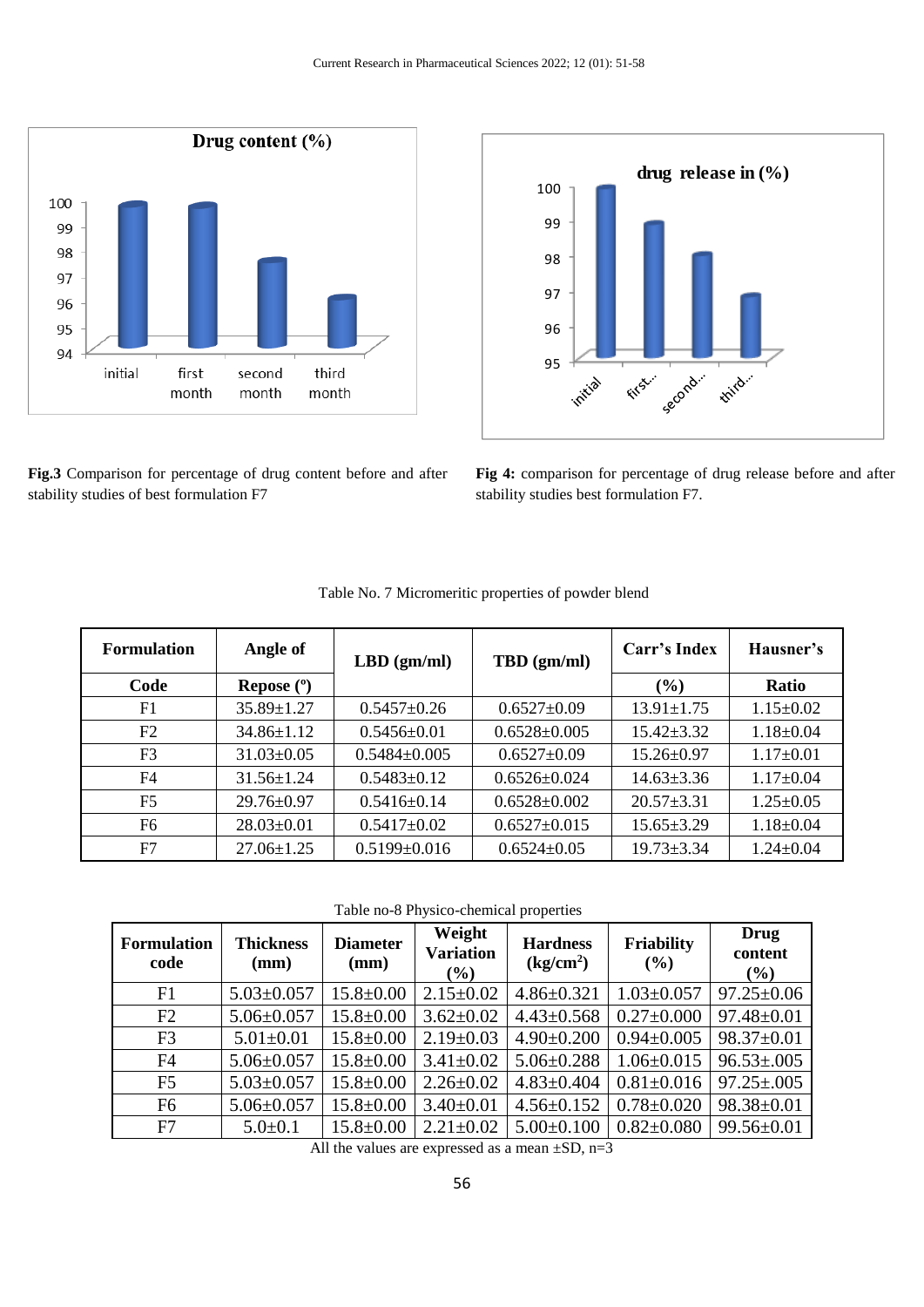Fig.3 Comparison for percentage of drug content before and after stability studies of best formulation F7

**Fig 4:** comparison for percentage of drug release before and after stability studies best formulation F7.

Table No. 7 Micromeritic properties of powder blend

| Formulation Code | Angle of Repose (°) | LBD (gm/ml) | TBD (gm/ml) | Carr's Index (%) | Hausner's Ratio |
|---|---|---|---|---|---|
| F1 | 35.89±1.27 | 0.5457±0.26 | 0.6527±0.09 | 13.91±1.75 | 1.15±0.02 |
| F2 | 34.86±1.12 | 0.5456±0.01 | 0.6528±0.005 | 15.42±3.32 | 1.18±0.04 |
| F3 | 31.03±0.05 | 0.5484±0.005 | 0.6527±0.09 | 15.26±0.97 | 1.17±0.01 |
| F4 | 31.56±1.24 | 0.5483±0.12 | 0.6526±0.024 | 14.63±3.36 | 1.17±0.04 |
| F5 | 29.76±0.97 | 0.5416±0.14 | 0.6528±0.002 | 20.57±3.31 | 1.25±0.05 |
| F6 | 28.03±0.01 | 0.5417±0.02 | 0.6527±0.015 | 15.65±3.29 | 1.18±0.04 |
| F7 | 27.06±1.25 | 0.5199±0.016 | 0.6524±0.05 | 19.73±3.34 | 1.24±0.04 |

Table no-8 Physico-chemical properties

| Formulation code | Thickness (mm) | Diameter (mm) | Weight Variation (%) | Hardness (kg/cm²) | Friability (%) | Drug content (%) |
|---|---|---|---|---|---|---|
| F1 | 5.03±0.057 | 15.8±0.00 | 2.15±0.02 | 4.86±0.321 | 1.03±0.057 | 97.25±0.06 |
| F2 | 5.06±0.057 | 15.8±0.00 | 3.62±0.02 | 4.43±0.568 | 0.27±0.000 | 97.48±0.01 |
| F3 | 5.01±0.01 | 15.8±0.00 | 2.19±0.03 | 4.90±0.200 | 0.94±0.005 | 98.37±0.01 |
| F4 | 5.06±0.057 | 15.8±0.00 | 3.41±0.02 | 5.06±0.288 | 1.06±0.015 | 96.53±.005 |
| F5 | 5.03±0.057 | 15.8±0.00 | 2.26±0.02 | 4.83±0.404 | 0.81±0.016 | 97.25±.005 |
| F6 | 5.06±0.057 | 15.8±0.00 | 3.40±0.01 | 4.56±0.152 | 0.78±0.020 | 98.38±0.01 |
| F7 | 5.0±0.1 | 15.8±0.00 | 2.21±0.02 | 5.00±0.100 | 0.82±0.080 | 99.56±0.01 |

All the values are expressed as a mean ±SD, n=3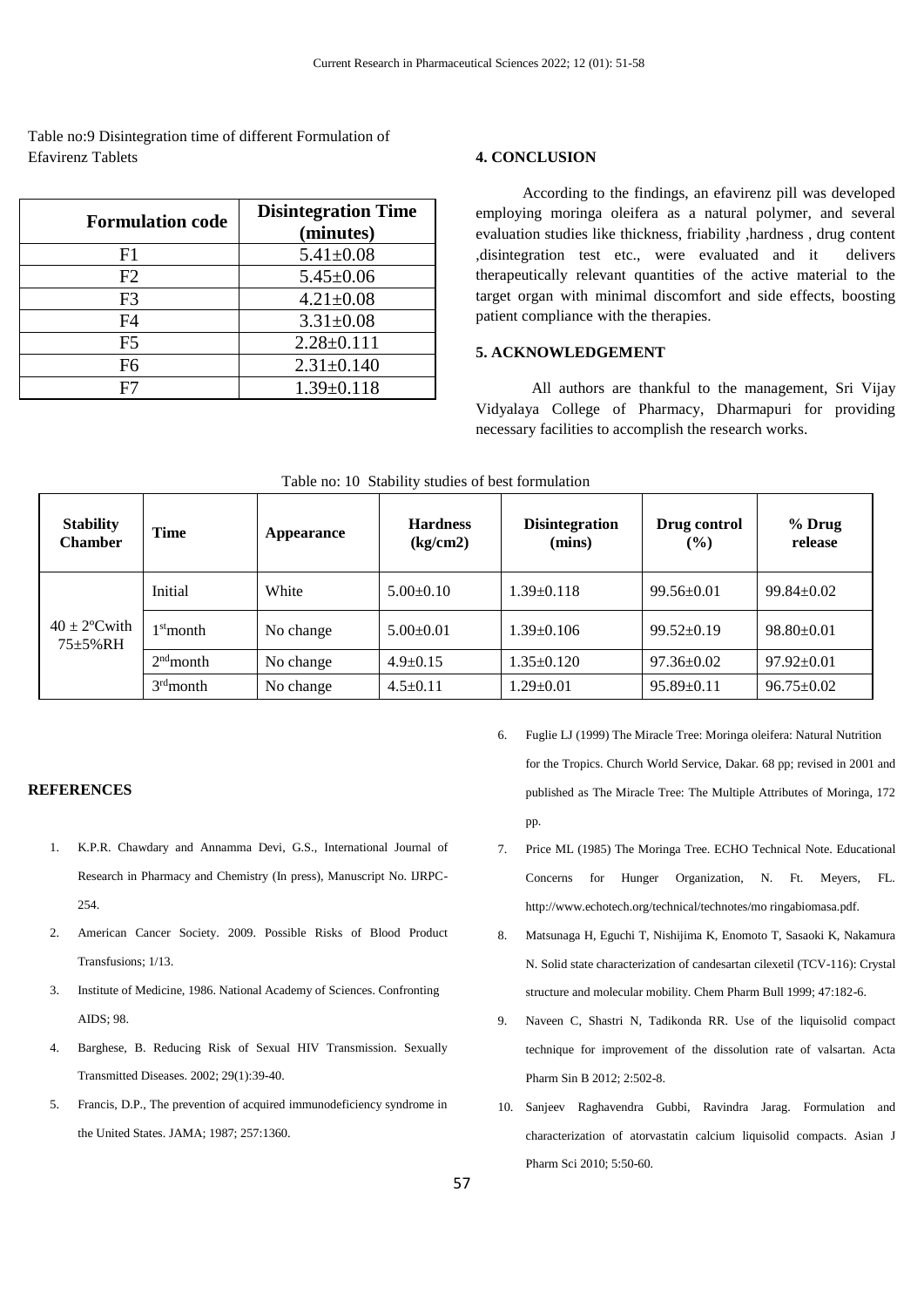Table no:9 Disintegration time of different Formulation of Efavirenz Tablets

| Formulation code | Disintegration Time (minutes) |
|---|---|
| F1 | 5.41±0.08 |
| F2 | 5.45±0.06 |
| F3 | 4.21±0.08 |
| F4 | 3.31±0.08 |
| F5 | 2.28±0.111 |
| F6 | 2.31±0.140 |
| F7 | 1.39±0.118 |

## 4. CONCLUSION

According to the findings, an efavirenz pill was developed employing moringa oleifera as a natural polymer, and several evaluation studies like thickness, friability ,hardness , drug content ,disintegration test etc., were evaluated and it delivers therapeutically relevant quantities of the active material to the target organ with minimal discomfort and side effects, boosting patient compliance with the therapies.

## 5. ACKNOWLEDGEMENT

All authors are thankful to the management, Sri Vijay Vidyalaya College of Pharmacy, Dharmapuri for providing necessary facilities to accomplish the research works.

Table no: 10 Stability studies of best formulation

| Stability Chamber | Time | Appearance | Hardness (kg/cm2) | Disintegration (mins) | Drug control (%) | % Drug release |
|---|---|---|---|---|---|---|
| 40 ± 2ºCwith 75±5%RH | Initial | White | 5.00±0.10 | 1.39±0.118 | 99.56±0.01 | 99.84±0.02 |
| | 1st month | No change | 5.00±0.01 | 1.39±0.106 | 99.52±0.19 | 98.80±0.01 |
| | 2nd month | No change | 4.9±0.15 | 1.35±0.120 | 97.36±0.02 | 97.92±0.01 |
| | 3rd month | No change | 4.5±0.11 | 1.29±0.01 | 95.89±0.11 | 96.75±0.02 |

## REFERENCES

1. K.P.R. Chawdary and Annamma Devi, G.S., International Journal of Research in Pharmacy and Chemistry (In press), Manuscript No. IJRPC-254.
2. American Cancer Society. 2009. Possible Risks of Blood Product Transfusions; 1/13.
3. Institute of Medicine, 1986. National Academy of Sciences. Confronting AIDS; 98.
4. Barghese, B. Reducing Risk of Sexual HIV Transmission. Sexually Transmitted Diseases. 2002; 29(1):39-40.
5. Francis, D.P., The prevention of acquired immunodeficiency syndrome in the United States. JAMA; 1987; 257:1360.
6. Fuglie LJ (1999) The Miracle Tree: Moringa oleifera: Natural Nutrition for the Tropics. Church World Service, Dakar. 68 pp; revised in 2001 and published as The Miracle Tree: The Multiple Attributes of Moringa, 172 pp.
7. Price ML (1985) The Moringa Tree. ECHO Technical Note. Educational Concerns for Hunger Organization, N. Ft. Meyers, FL. http://www.echotech.org/technical/technotes/mo ringabiomasa.pdf.
8. Matsunaga H, Eguchi T, Nishijima K, Enomoto T, Sasaoki K, Nakamura N. Solid state characterization of candesartan cilexetil (TCV-116): Crystal structure and molecular mobility. Chem Pharm Bull 1999; 47:182-6.
9. Naveen C, Shastri N, Tadikonda RR. Use of the liquisolid compact technique for improvement of the dissolution rate of valsartan. Acta Pharm Sin B 2012; 2:502-8.
10. Sanjeev Raghavendra Gubbi, Ravindra Jarag. Formulation and characterization of atorvastatin calcium liquisolid compacts. Asian J Pharm Sci 2010; 5:50-60.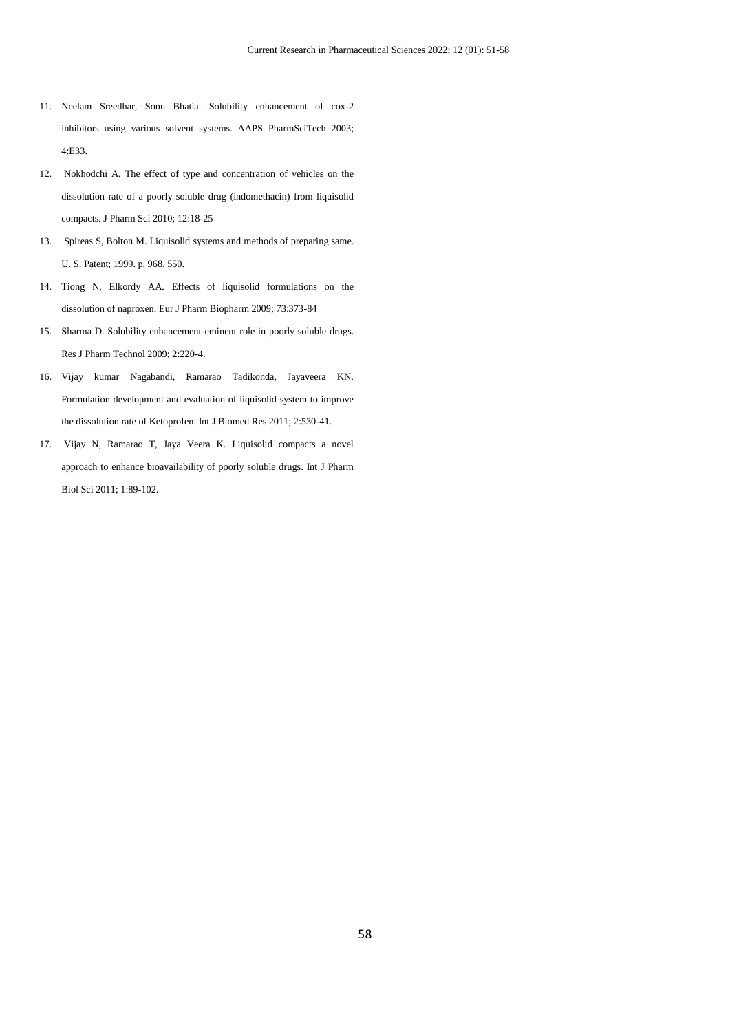11. Neelam Sreedhar, Sonu Bhatia. Solubility enhancement of cox-2 inhibitors using various solvent systems. AAPS PharmSciTech 2003; 4:E33.
12. Nokhodchi A. The effect of type and concentration of vehicles on the dissolution rate of a poorly soluble drug (indomethacin) from liquisolid compacts. J Pharm Sci 2010; 12:18-25
13. Spireas S, Bolton M. Liquisolid systems and methods of preparing same. U. S. Patent; 1999. p. 968, 550.
14. Tiong N, Elkordy AA. Effects of liquisolid formulations on the dissolution of naproxen. Eur J Pharm Biopharm 2009; 73:373-84
15. Sharma D. Solubility enhancement-eminent role in poorly soluble drugs. Res J Pharm Technol 2009; 2:220-4.
16. Vijay kumar Nagabandi, Ramarao Tadikonda, Jayaveera KN. Formulation development and evaluation of liquisolid system to improve the dissolution rate of Ketoprofen. Int J Biomed Res 2011; 2:530-41.
17. Vijay N, Ramarao T, Jaya Veera K. Liquisolid compacts a novel approach to enhance bioavailability of poorly soluble drugs. Int J Pharm Biol Sci 2011; 1:89-102.